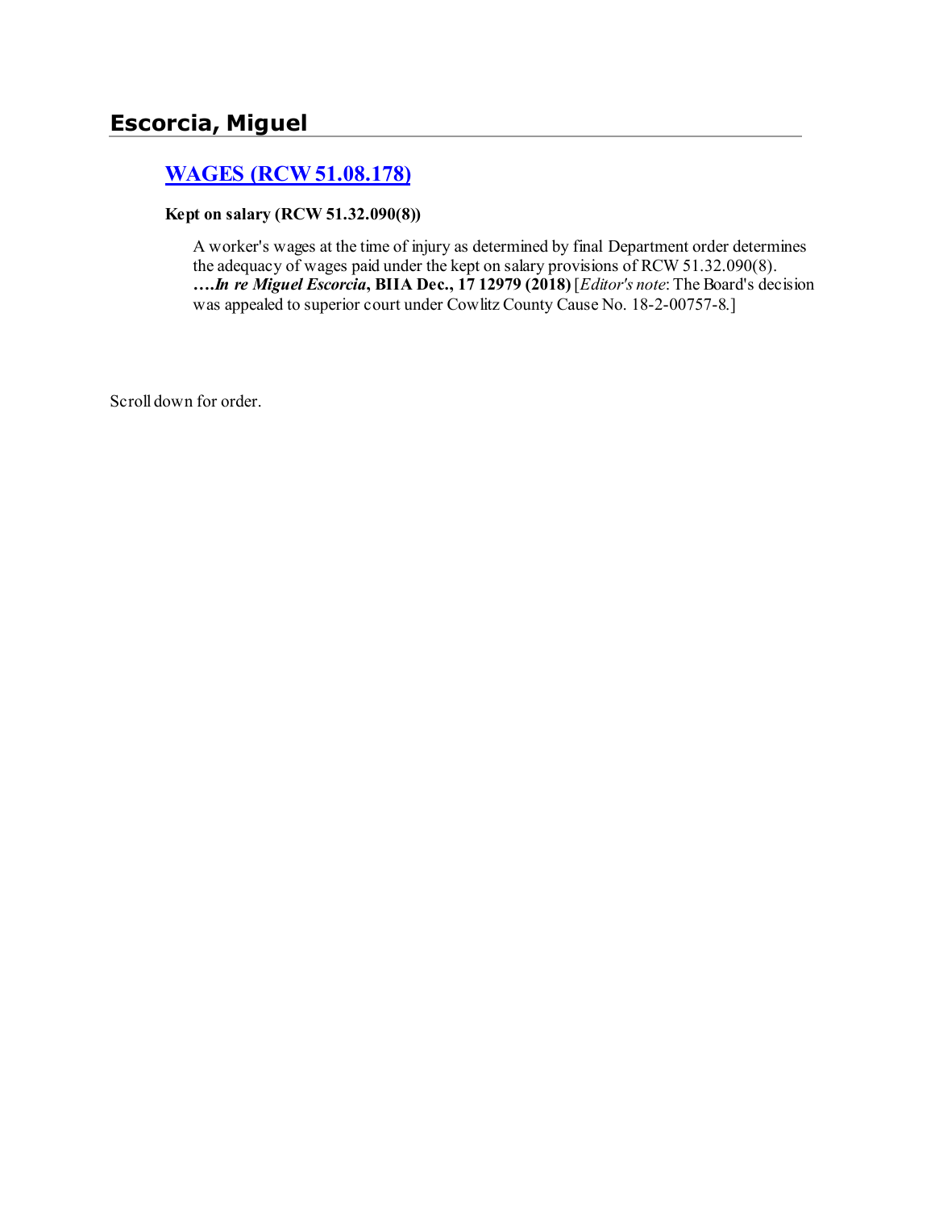# Escorcia, Miguel

## [WAGES (RCW 51.08.178)]

**Kept on salary (RCW 51.32.090(8))**

A worker's wages at the time of injury as determined by final Department order determines the adequacy of wages paid under the kept on salary provisions of RCW 51.32.090(8). **….*In re Miguel Escorcia*, BIIA Dec., 17 12979 (2018)** [*Editor's note*: The Board's decision was appealed to superior court under Cowlitz County Cause No. 18-2-00757-8.]

Scroll down for order.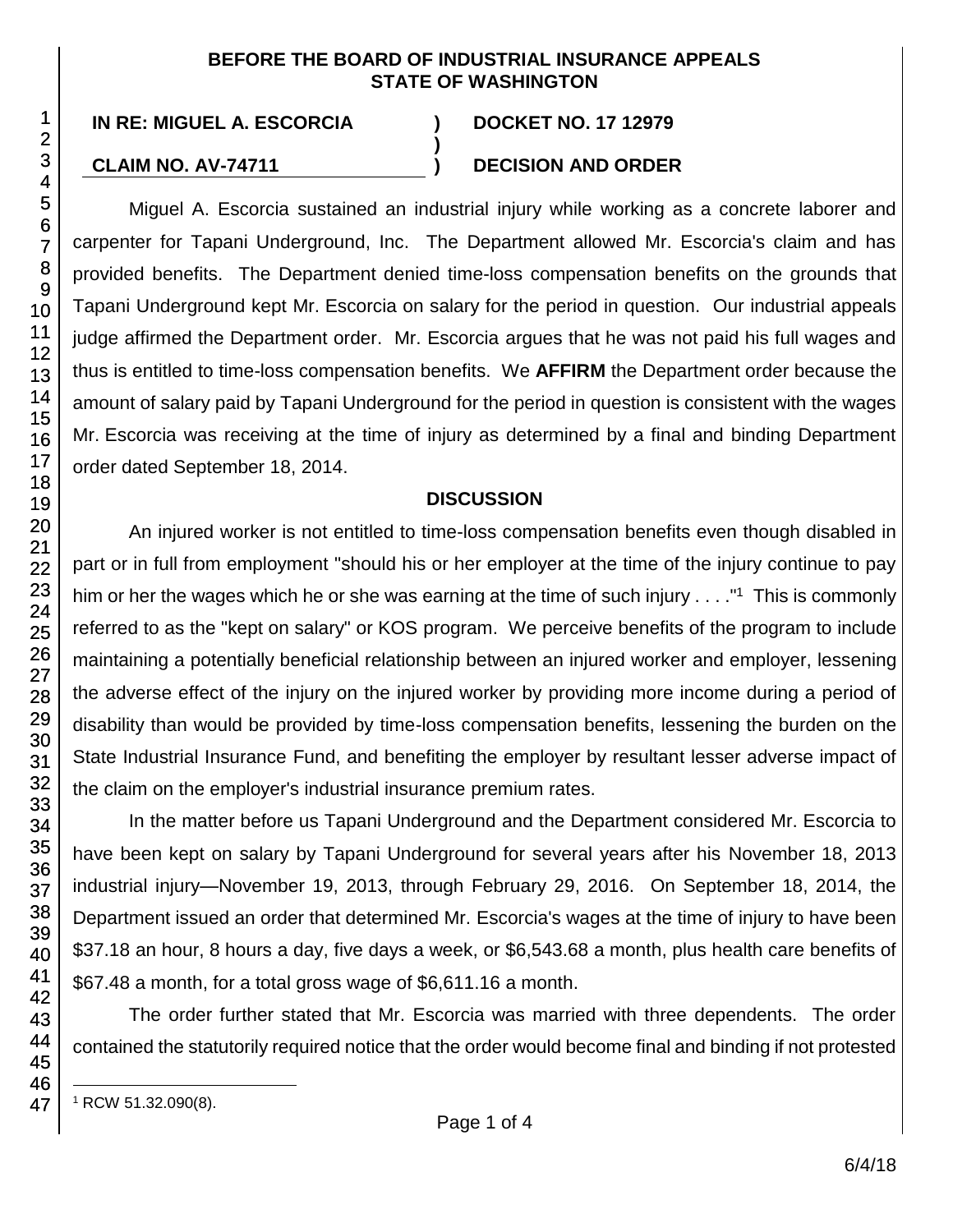**BEFORE THE BOARD OF INDUSTRIAL INSURANCE APPEALS**
**STATE OF WASHINGTON**

**IN RE: MIGUEL A. ESCORCIA** ) **DOCKET NO. 17 12979**
)
**CLAIM NO. AV-74711** ) **DECISION AND ORDER**

Miguel A. Escorcia sustained an industrial injury while working as a concrete laborer and carpenter for Tapani Underground, Inc. The Department allowed Mr. Escorcia's claim and has provided benefits. The Department denied time-loss compensation benefits on the grounds that Tapani Underground kept Mr. Escorcia on salary for the period in question. Our industrial appeals judge affirmed the Department order. Mr. Escorcia argues that he was not paid his full wages and thus is entitled to time-loss compensation benefits. We **AFFIRM** the Department order because the amount of salary paid by Tapani Underground for the period in question is consistent with the wages Mr. Escorcia was receiving at the time of injury as determined by a final and binding Department order dated September 18, 2014.

## DISCUSSION

An injured worker is not entitled to time-loss compensation benefits even though disabled in part or in full from employment "should his or her employer at the time of the injury continue to pay him or her the wages which he or she was earning at the time of such injury . . . ."[1] This is commonly referred to as the "kept on salary" or KOS program. We perceive benefits of the program to include maintaining a potentially beneficial relationship between an injured worker and employer, lessening the adverse effect of the injury on the injured worker by providing more income during a period of disability than would be provided by time-loss compensation benefits, lessening the burden on the State Industrial Insurance Fund, and benefiting the employer by resultant lesser adverse impact of the claim on the employer's industrial insurance premium rates.

In the matter before us Tapani Underground and the Department considered Mr. Escorcia to have been kept on salary by Tapani Underground for several years after his November 18, 2013 industrial injury—November 19, 2013, through February 29, 2016. On September 18, 2014, the Department issued an order that determined Mr. Escorcia's wages at the time of injury to have been \$37.18 an hour, 8 hours a day, five days a week, or \$6,543.68 a month, plus health care benefits of \$67.48 a month, for a total gross wage of \$6,611.16 a month.

The order further stated that Mr. Escorcia was married with three dependents. The order contained the statutorily required notice that the order would become final and binding if not protested

[1] RCW 51.32.090(8).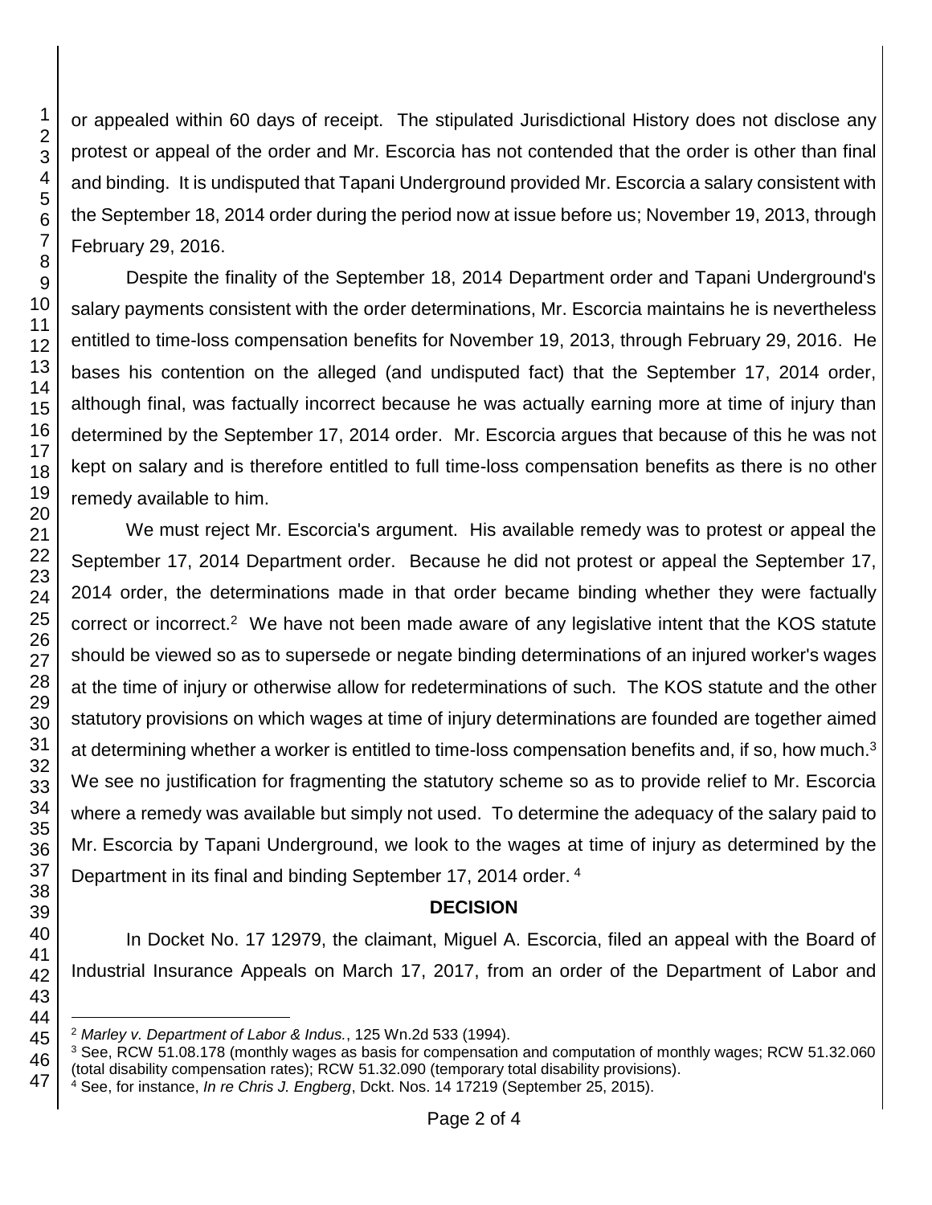or appealed within 60 days of receipt. The stipulated Jurisdictional History does not disclose any protest or appeal of the order and Mr. Escorcia has not contended that the order is other than final and binding. It is undisputed that Tapani Underground provided Mr. Escorcia a salary consistent with the September 18, 2014 order during the period now at issue before us; November 19, 2013, through February 29, 2016.

Despite the finality of the September 18, 2014 Department order and Tapani Underground's salary payments consistent with the order determinations, Mr. Escorcia maintains he is nevertheless entitled to time-loss compensation benefits for November 19, 2013, through February 29, 2016. He bases his contention on the alleged (and undisputed fact) that the September 17, 2014 order, although final, was factually incorrect because he was actually earning more at time of injury than determined by the September 17, 2014 order. Mr. Escorcia argues that because of this he was not kept on salary and is therefore entitled to full time-loss compensation benefits as there is no other remedy available to him.

We must reject Mr. Escorcia's argument. His available remedy was to protest or appeal the September 17, 2014 Department order. Because he did not protest or appeal the September 17, 2014 order, the determinations made in that order became binding whether they were factually correct or incorrect.[2] We have not been made aware of any legislative intent that the KOS statute should be viewed so as to supersede or negate binding determinations of an injured worker's wages at the time of injury or otherwise allow for redeterminations of such. The KOS statute and the other statutory provisions on which wages at time of injury determinations are founded are together aimed at determining whether a worker is entitled to time-loss compensation benefits and, if so, how much.[3] We see no justification for fragmenting the statutory scheme so as to provide relief to Mr. Escorcia where a remedy was available but simply not used. To determine the adequacy of the salary paid to Mr. Escorcia by Tapani Underground, we look to the wages at time of injury as determined by the Department in its final and binding September 17, 2014 order. [4]

## DECISION

In Docket No. 17 12979, the claimant, Miguel A. Escorcia, filed an appeal with the Board of Industrial Insurance Appeals on March 17, 2017, from an order of the Department of Labor and

---

[2] *Marley v. Department of Labor & Indus.*, 125 Wn.2d 533 (1994).

[3] See, RCW 51.08.178 (monthly wages as basis for compensation and computation of monthly wages; RCW 51.32.060 (total disability compensation rates); RCW 51.32.090 (temporary total disability provisions).

[4] See, for instance, *In re Chris J. Engberg*, Dckt. Nos. 14 17219 (September 25, 2015).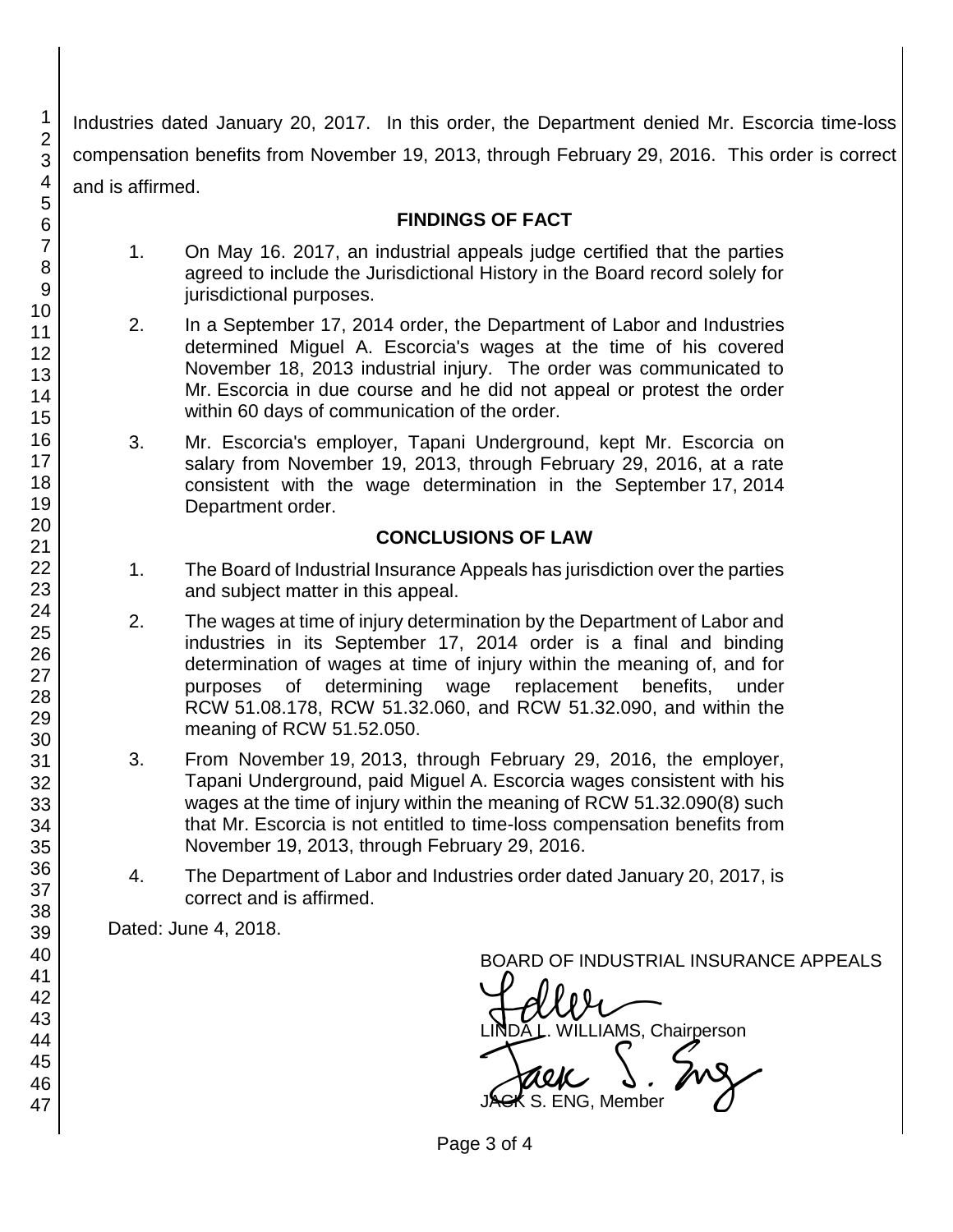Industries dated January 20, 2017. In this order, the Department denied Mr. Escorcia time-loss compensation benefits from November 19, 2013, through February 29, 2016. This order is correct and is affirmed.

## FINDINGS OF FACT

1. On May 16. 2017, an industrial appeals judge certified that the parties agreed to include the Jurisdictional History in the Board record solely for jurisdictional purposes.

2. In a September 17, 2014 order, the Department of Labor and Industries determined Miguel A. Escorcia's wages at the time of his covered November 18, 2013 industrial injury. The order was communicated to Mr. Escorcia in due course and he did not appeal or protest the order within 60 days of communication of the order.

3. Mr. Escorcia's employer, Tapani Underground, kept Mr. Escorcia on salary from November 19, 2013, through February 29, 2016, at a rate consistent with the wage determination in the September 17, 2014 Department order.

## CONCLUSIONS OF LAW

1. The Board of Industrial Insurance Appeals has jurisdiction over the parties and subject matter in this appeal.

2. The wages at time of injury determination by the Department of Labor and industries in its September 17, 2014 order is a final and binding determination of wages at time of injury within the meaning of, and for purposes of determining wage replacement benefits, under RCW 51.08.178, RCW 51.32.060, and RCW 51.32.090, and within the meaning of RCW 51.52.050.

3. From November 19, 2013, through February 29, 2016, the employer, Tapani Underground, paid Miguel A. Escorcia wages consistent with his wages at the time of injury within the meaning of RCW 51.32.090(8) such that Mr. Escorcia is not entitled to time-loss compensation benefits from November 19, 2013, through February 29, 2016.

4. The Department of Labor and Industries order dated January 20, 2017, is correct and is affirmed.

Dated: June 4, 2018.

BOARD OF INDUSTRIAL INSURANCE APPEALS

LINDA L. WILLIAMS, Chairperson

JACK S. ENG, Member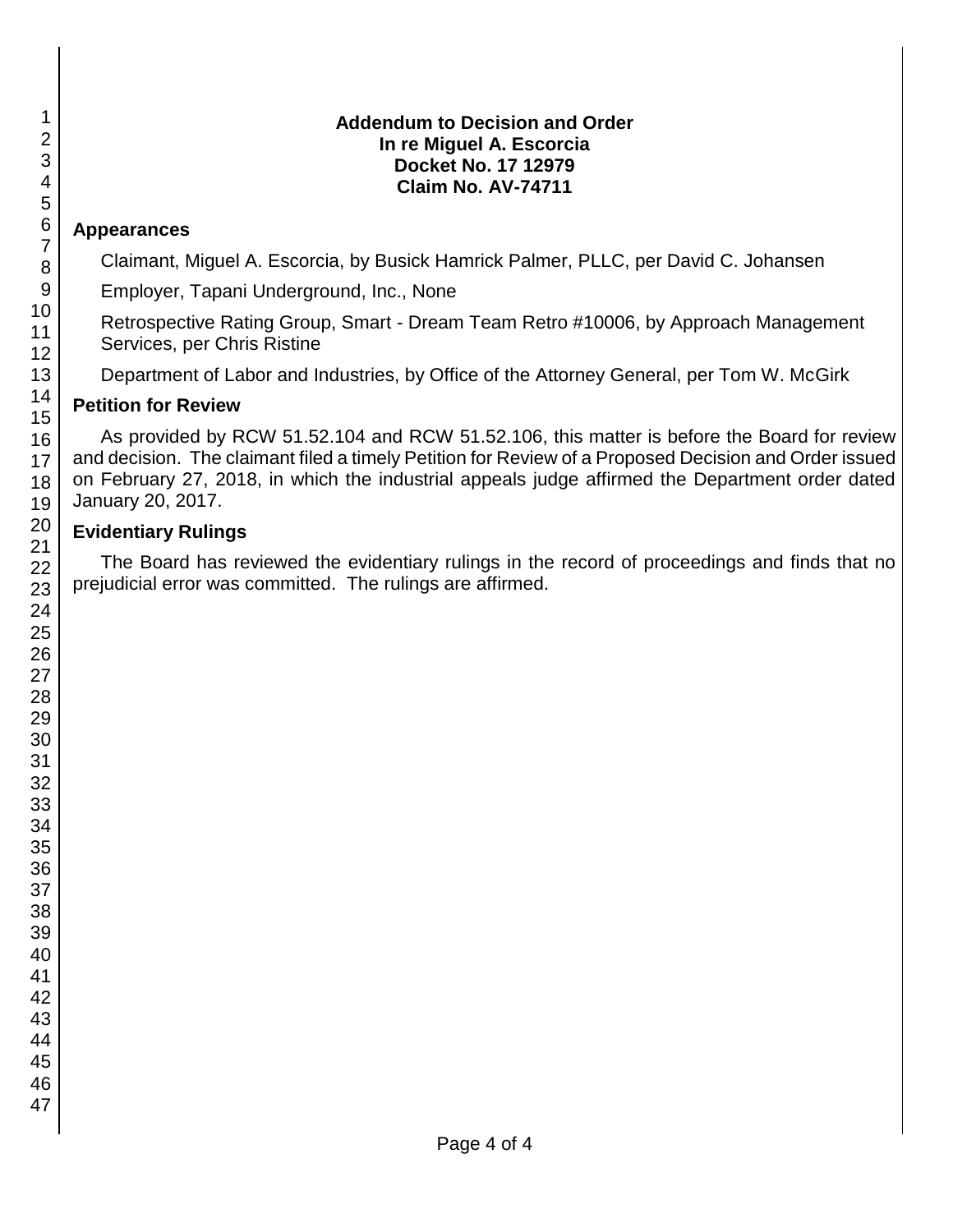**Addendum to Decision and Order**
**In re Miguel A. Escorcia**
**Docket No. 17 12979**
**Claim No. AV-74711**

## Appearances

Claimant, Miguel A. Escorcia, by Busick Hamrick Palmer, PLLC, per David C. Johansen

Employer, Tapani Underground, Inc., None

Retrospective Rating Group, Smart - Dream Team Retro #10006, by Approach Management Services, per Chris Ristine

Department of Labor and Industries, by Office of the Attorney General, per Tom W. McGirk

## Petition for Review

As provided by RCW 51.52.104 and RCW 51.52.106, this matter is before the Board for review and decision. The claimant filed a timely Petition for Review of a Proposed Decision and Order issued on February 27, 2018, in which the industrial appeals judge affirmed the Department order dated January 20, 2017.

## Evidentiary Rulings

The Board has reviewed the evidentiary rulings in the record of proceedings and finds that no prejudicial error was committed. The rulings are affirmed.